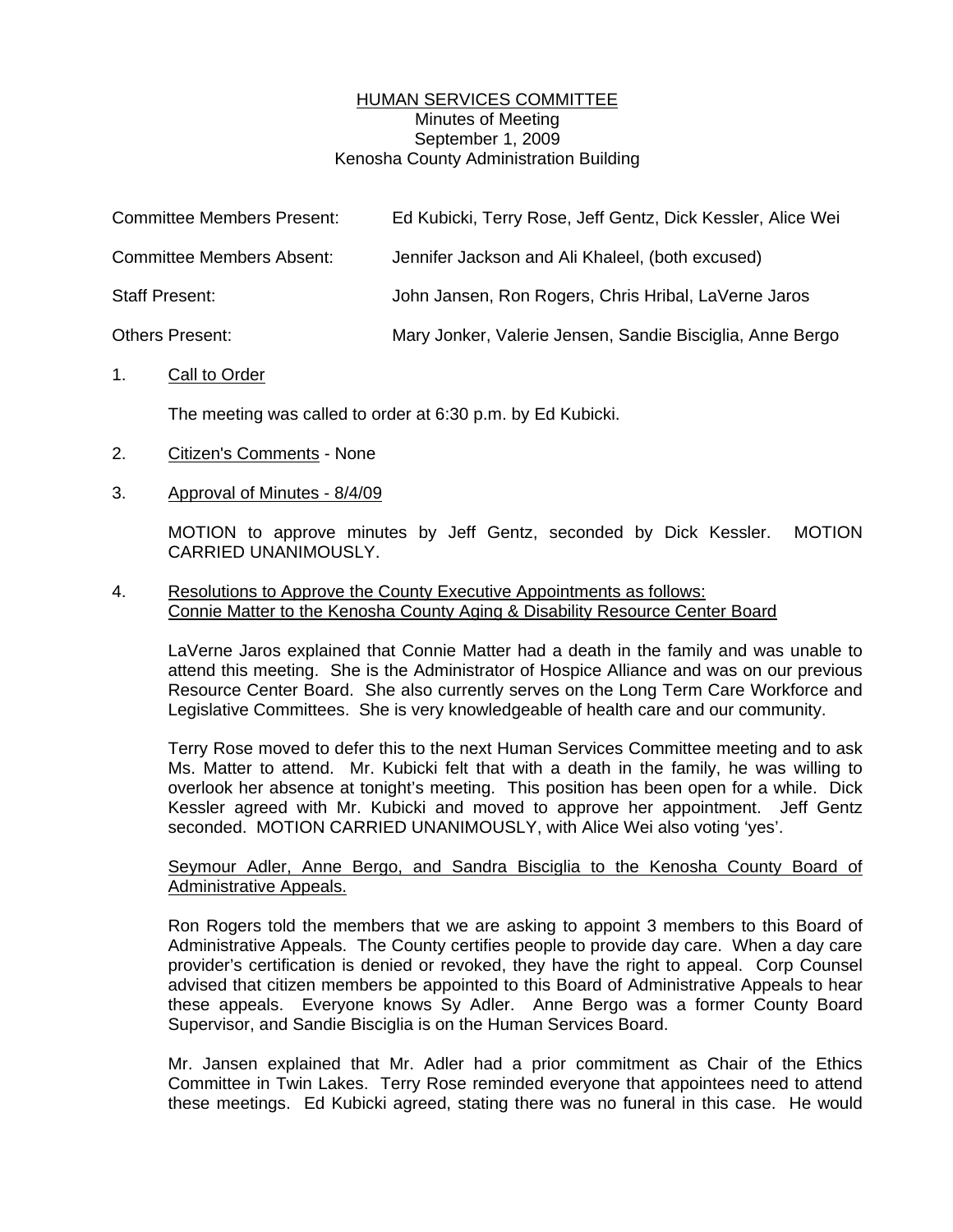# HUMAN SERVICES COMMITTEE

Minutes of Meeting
September 1, 2009
Kenosha County Administration Building

Committee Members Present: Ed Kubicki, Terry Rose, Jeff Gentz, Dick Kessler, Alice Wei

Committee Members Absent: Jennifer Jackson and Ali Khaleel, (both excused)

Staff Present: John Jansen, Ron Rogers, Chris Hribal, LaVerne Jaros

Others Present: Mary Jonker, Valerie Jensen, Sandie Bisciglia, Anne Bergo

1. Call to Order

   The meeting was called to order at 6:30 p.m. by Ed Kubicki.

2. Citizen's Comments - None

3. Approval of Minutes - 8/4/09

   MOTION to approve minutes by Jeff Gentz, seconded by Dick Kessler. MOTION CARRIED UNANIMOUSLY.

4. Resolutions to Approve the County Executive Appointments as follows:
   Connie Matter to the Kenosha County Aging & Disability Resource Center Board

   LaVerne Jaros explained that Connie Matter had a death in the family and was unable to attend this meeting. She is the Administrator of Hospice Alliance and was on our previous Resource Center Board. She also currently serves on the Long Term Care Workforce and Legislative Committees. She is very knowledgeable of health care and our community.

   Terry Rose moved to defer this to the next Human Services Committee meeting and to ask Ms. Matter to attend. Mr. Kubicki felt that with a death in the family, he was willing to overlook her absence at tonight's meeting. This position has been open for a while. Dick Kessler agreed with Mr. Kubicki and moved to approve her appointment. Jeff Gentz seconded. MOTION CARRIED UNANIMOUSLY, with Alice Wei also voting 'yes'.

   Seymour Adler, Anne Bergo, and Sandra Bisciglia to the Kenosha County Board of Administrative Appeals.

   Ron Rogers told the members that we are asking to appoint 3 members to this Board of Administrative Appeals. The County certifies people to provide day care. When a day care provider's certification is denied or revoked, they have the right to appeal. Corp Counsel advised that citizen members be appointed to this Board of Administrative Appeals to hear these appeals. Everyone knows Sy Adler. Anne Bergo was a former County Board Supervisor, and Sandie Bisciglia is on the Human Services Board.

   Mr. Jansen explained that Mr. Adler had a prior commitment as Chair of the Ethics Committee in Twin Lakes. Terry Rose reminded everyone that appointees need to attend these meetings. Ed Kubicki agreed, stating there was no funeral in this case. He would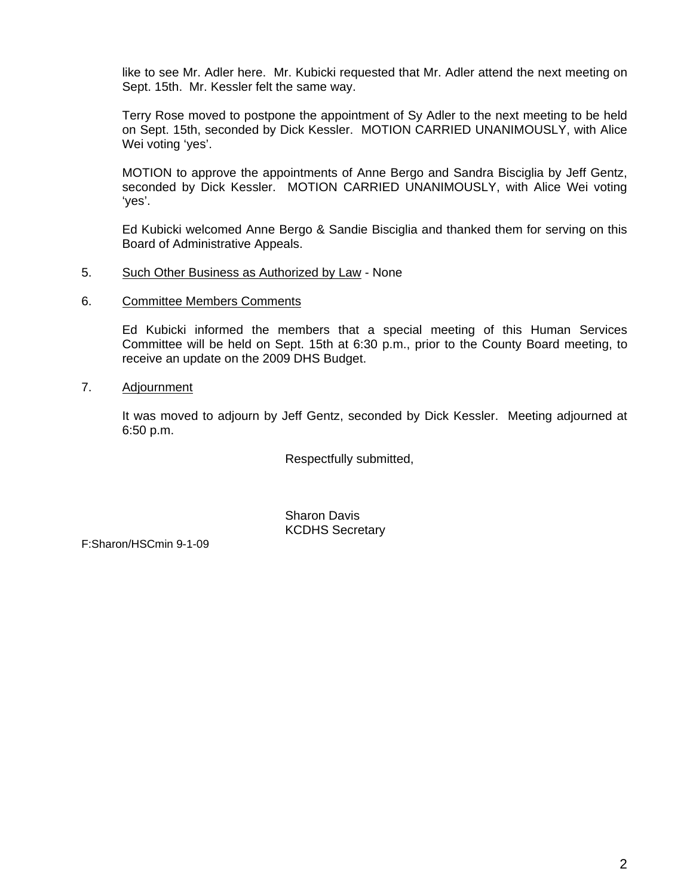like to see Mr. Adler here. Mr. Kubicki requested that Mr. Adler attend the next meeting on Sept. 15th. Mr. Kessler felt the same way.

Terry Rose moved to postpone the appointment of Sy Adler to the next meeting to be held on Sept. 15th, seconded by Dick Kessler. MOTION CARRIED UNANIMOUSLY, with Alice Wei voting 'yes'.

MOTION to approve the appointments of Anne Bergo and Sandra Bisciglia by Jeff Gentz, seconded by Dick Kessler. MOTION CARRIED UNANIMOUSLY, with Alice Wei voting 'yes'.

Ed Kubicki welcomed Anne Bergo & Sandie Bisciglia and thanked them for serving on this Board of Administrative Appeals.

5. Such Other Business as Authorized by Law - None

6. Committee Members Comments

   Ed Kubicki informed the members that a special meeting of this Human Services Committee will be held on Sept. 15th at 6:30 p.m., prior to the County Board meeting, to receive an update on the 2009 DHS Budget.

7. Adjournment

   It was moved to adjourn by Jeff Gentz, seconded by Dick Kessler. Meeting adjourned at 6:50 p.m.

Respectfully submitted,

Sharon Davis
KCDHS Secretary

F:Sharon/HSCmin 9-1-09